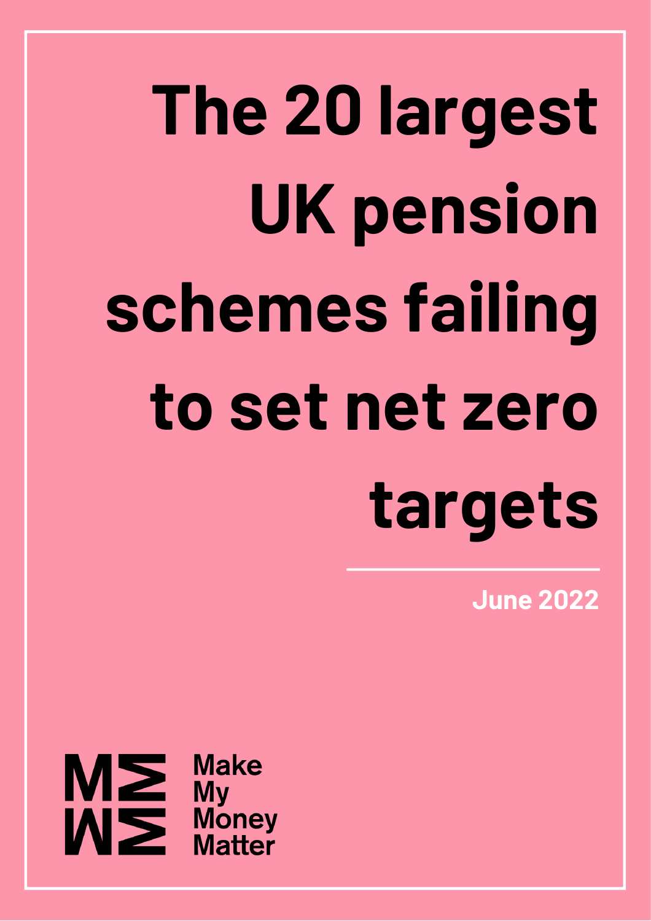# The 20 largest UK pension schemes failing to set net zero targets

June 2022

Make My Money Matter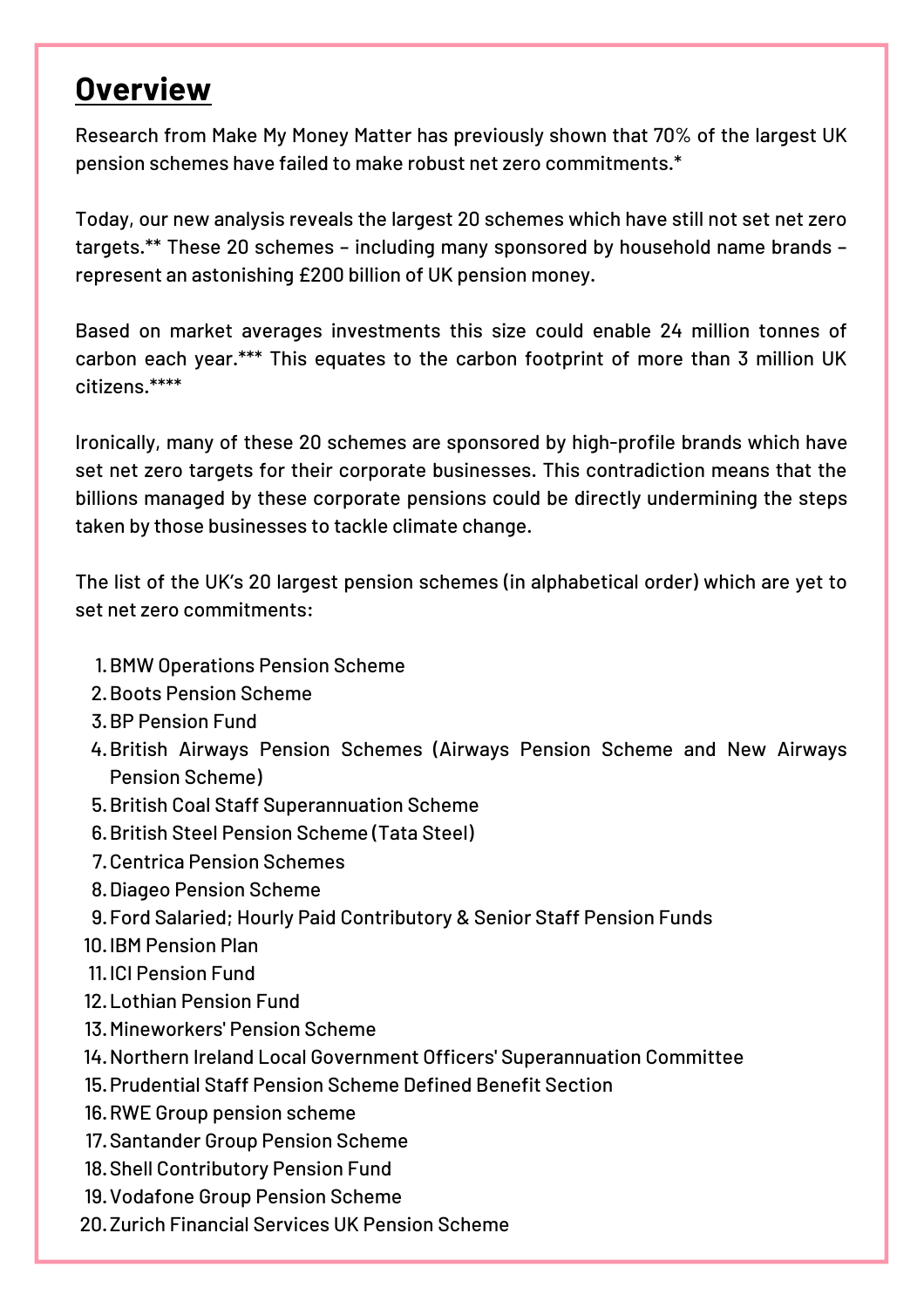# Overview

Research from Make My Money Matter has previously shown that 70% of the largest UK pension schemes have failed to make robust net zero commitments.*

Today, our new analysis reveals the largest 20 schemes which have still not set net zero targets.** These 20 schemes – including many sponsored by household name brands – represent an astonishing £200 billion of UK pension money.

Based on market averages investments this size could enable 24 million tonnes of carbon each year.*** This equates to the carbon footprint of more than 3 million UK citizens.****

Ironically, many of these 20 schemes are sponsored by high-profile brands which have set net zero targets for their corporate businesses. This contradiction means that the billions managed by these corporate pensions could be directly undermining the steps taken by those businesses to tackle climate change.

The list of the UK's 20 largest pension schemes (in alphabetical order) which are yet to set net zero commitments:

1. BMW Operations Pension Scheme
2. Boots Pension Scheme
3. BP Pension Fund
4. British Airways Pension Schemes (Airways Pension Scheme and New Airways Pension Scheme)
5. British Coal Staff Superannuation Scheme
6. British Steel Pension Scheme (Tata Steel)
7. Centrica Pension Schemes
8. Diageo Pension Scheme
9. Ford Salaried; Hourly Paid Contributory & Senior Staff Pension Funds
10. IBM Pension Plan
11. ICI Pension Fund
12. Lothian Pension Fund
13. Mineworkers' Pension Scheme
14. Northern Ireland Local Government Officers' Superannuation Committee
15. Prudential Staff Pension Scheme Defined Benefit Section
16. RWE Group pension scheme
17. Santander Group Pension Scheme
18. Shell Contributory Pension Fund
19. Vodafone Group Pension Scheme
20. Zurich Financial Services UK Pension Scheme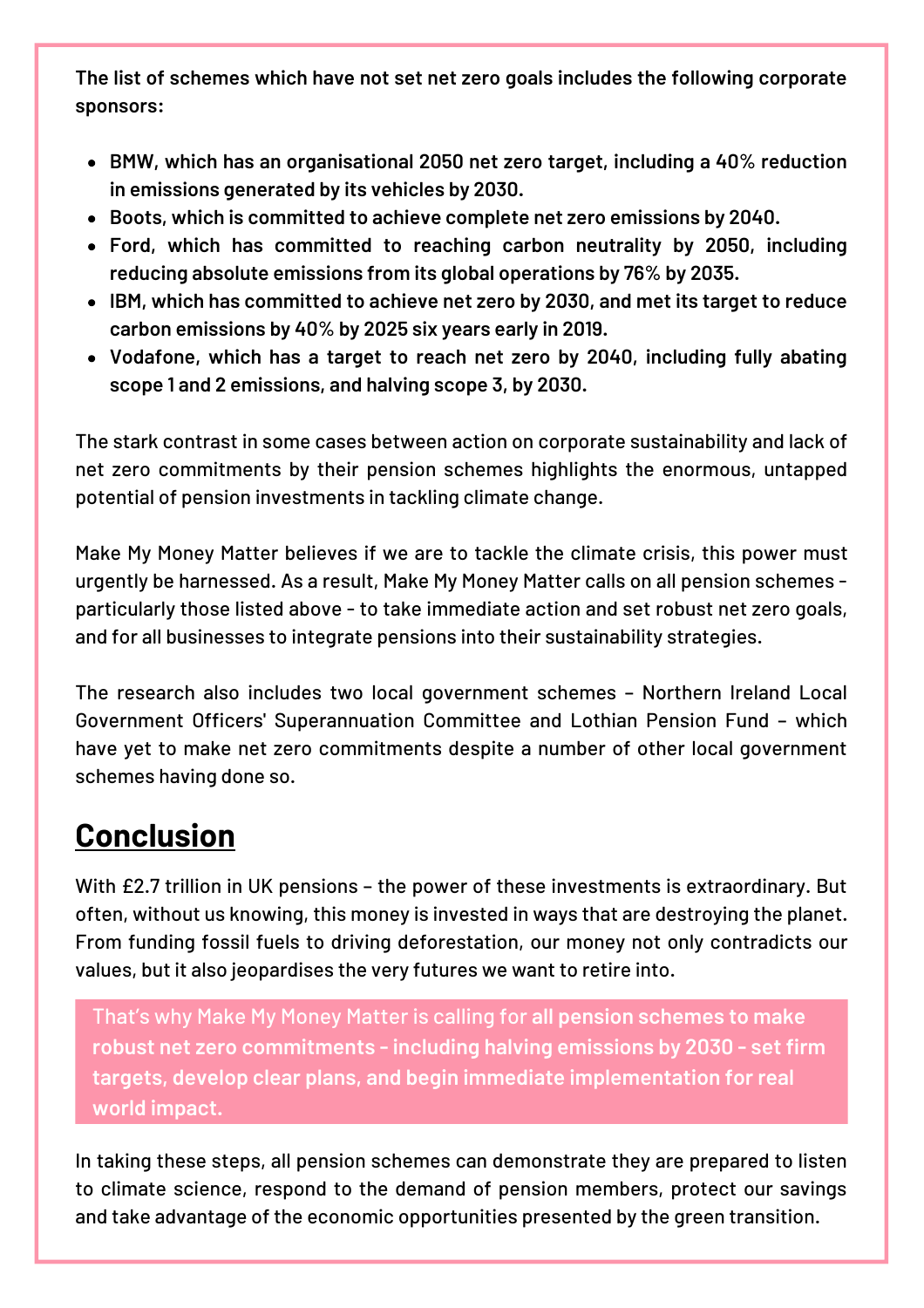**The list of schemes which have not set net zero goals includes the following corporate sponsors:**

- **BMW, which has an organisational 2050 net zero target, including a 40% reduction in emissions generated by its vehicles by 2030.**
- **Boots, which is committed to achieve complete net zero emissions by 2040.**
- **Ford, which has committed to reaching carbon neutrality by 2050, including reducing absolute emissions from its global operations by 76% by 2035.**
- **IBM, which has committed to achieve net zero by 2030, and met its target to reduce carbon emissions by 40% by 2025 six years early in 2019.**
- **Vodafone, which has a target to reach net zero by 2040, including fully abating scope 1 and 2 emissions, and halving scope 3, by 2030.**

The stark contrast in some cases between action on corporate sustainability and lack of net zero commitments by their pension schemes highlights the enormous, untapped potential of pension investments in tackling climate change.

Make My Money Matter believes if we are to tackle the climate crisis, this power must urgently be harnessed. As a result, Make My Money Matter calls on all pension schemes - particularly those listed above - to take immediate action and set robust net zero goals, and for all businesses to integrate pensions into their sustainability strategies.

The research also includes two local government schemes – Northern Ireland Local Government Officers' Superannuation Committee and Lothian Pension Fund – which have yet to make net zero commitments despite a number of other local government schemes having done so.

## Conclusion

With £2.7 trillion in UK pensions – the power of these investments is extraordinary. But often, without us knowing, this money is invested in ways that are destroying the planet. From funding fossil fuels to driving deforestation, our money not only contradicts our values, but it also jeopardises the very futures we want to retire into.

That's why Make My Money Matter is calling for **all pension schemes to make robust net zero commitments - including halving emissions by 2030 - set firm targets, develop clear plans, and begin immediate implementation for real world impact.**

In taking these steps, all pension schemes can demonstrate they are prepared to listen to climate science, respond to the demand of pension members, protect our savings and take advantage of the economic opportunities presented by the green transition.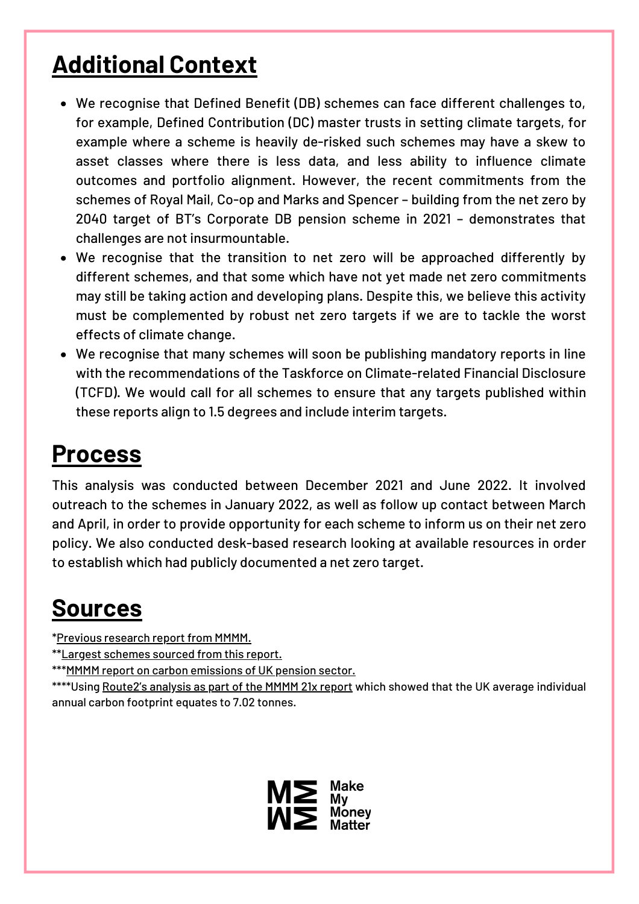## Additional Context

- We recognise that Defined Benefit (DB) schemes can face different challenges to, for example, Defined Contribution (DC) master trusts in setting climate targets, for example where a scheme is heavily de-risked such schemes may have a skew to asset classes where there is less data, and less ability to influence climate outcomes and portfolio alignment. However, the recent commitments from the schemes of Royal Mail, Co-op and Marks and Spencer – building from the net zero by 2040 target of BT's Corporate DB pension scheme in 2021 – demonstrates that challenges are not insurmountable.
- We recognise that the transition to net zero will be approached differently by different schemes, and that some which have not yet made net zero commitments may still be taking action and developing plans. Despite this, we believe this activity must be complemented by robust net zero targets if we are to tackle the worst effects of climate change.
- We recognise that many schemes will soon be publishing mandatory reports in line with the recommendations of the Taskforce on Climate-related Financial Disclosure (TCFD). We would call for all schemes to ensure that any targets published within these reports align to 1.5 degrees and include interim targets.

## Process

This analysis was conducted between December 2021 and June 2022. It involved outreach to the schemes in January 2022, as well as follow up contact between March and April, in order to provide opportunity for each scheme to inform us on their net zero policy. We also conducted desk-based research looking at available resources in order to establish which had publicly documented a net zero target.

## Sources

*Previous research report from MMMM.

**Largest schemes sourced from this report.

***MMMM report on carbon emissions of UK pension sector.

****Using Route2's analysis as part of the MMMM 21x report which showed that the UK average individual annual carbon footprint equates to 7.02 tonnes.

Make My Money Matter